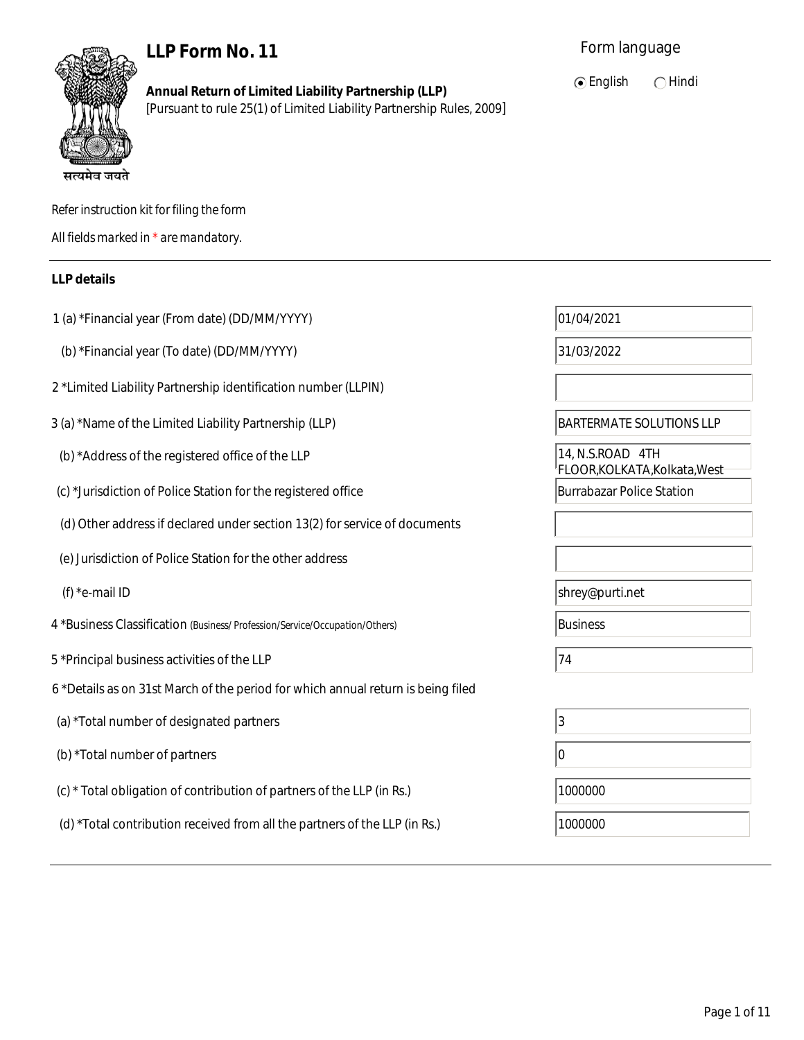# LLP Form No. 11

**Annual Return of Limited Liability Partnership (LLP)**
[Pursuant to rule 25(1) of Limited Liability Partnership Rules, 2009]

Form language: (•) English ( ) Hindi

सत्यमेव जयते

*Refer instruction kit for filing the form*

*All fields marked in * are mandatory.*

---

**LLP details**

| Field | Value |
|---|---|
| 1 (a) *Financial year (From date) (DD/MM/YYYY) | 01/04/2021 |
| (b) *Financial year (To date) (DD/MM/YYYY) | 31/03/2022 |
| 2 *Limited Liability Partnership identification number (LLPIN) | |
| 3 (a) *Name of the Limited Liability Partnership (LLP) | BARTERMATE SOLUTIONS LLP |
| (b) *Address of the registered office of the LLP | 14, N.S.ROAD 4TH FLOOR,KOLKATA,Kolkata,West |
| (c) *Jurisdiction of Police Station for the registered office | Burrabazar Police Station |
| (d) Other address if declared under section 13(2) for service of documents | |
| (e) Jurisdiction of Police Station for the other address | |
| (f) *e-mail ID | shrey@purti.net |
| 4 *Business Classification (Business/ Profession/Service/Occupation/Others) | Business |
| 5 *Principal business activities of the LLP | 74 |

6 *Details as on 31st March of the period for which annual return is being filed

| Field | Value |
|---|---|
| (a) *Total number of designated partners | 3 |
| (b) *Total number of partners | 0 |
| (c) * Total obligation of contribution of partners of the LLP (in Rs.) | 1000000 |
| (d) *Total contribution received from all the partners of the LLP (in Rs.) | 1000000 |

---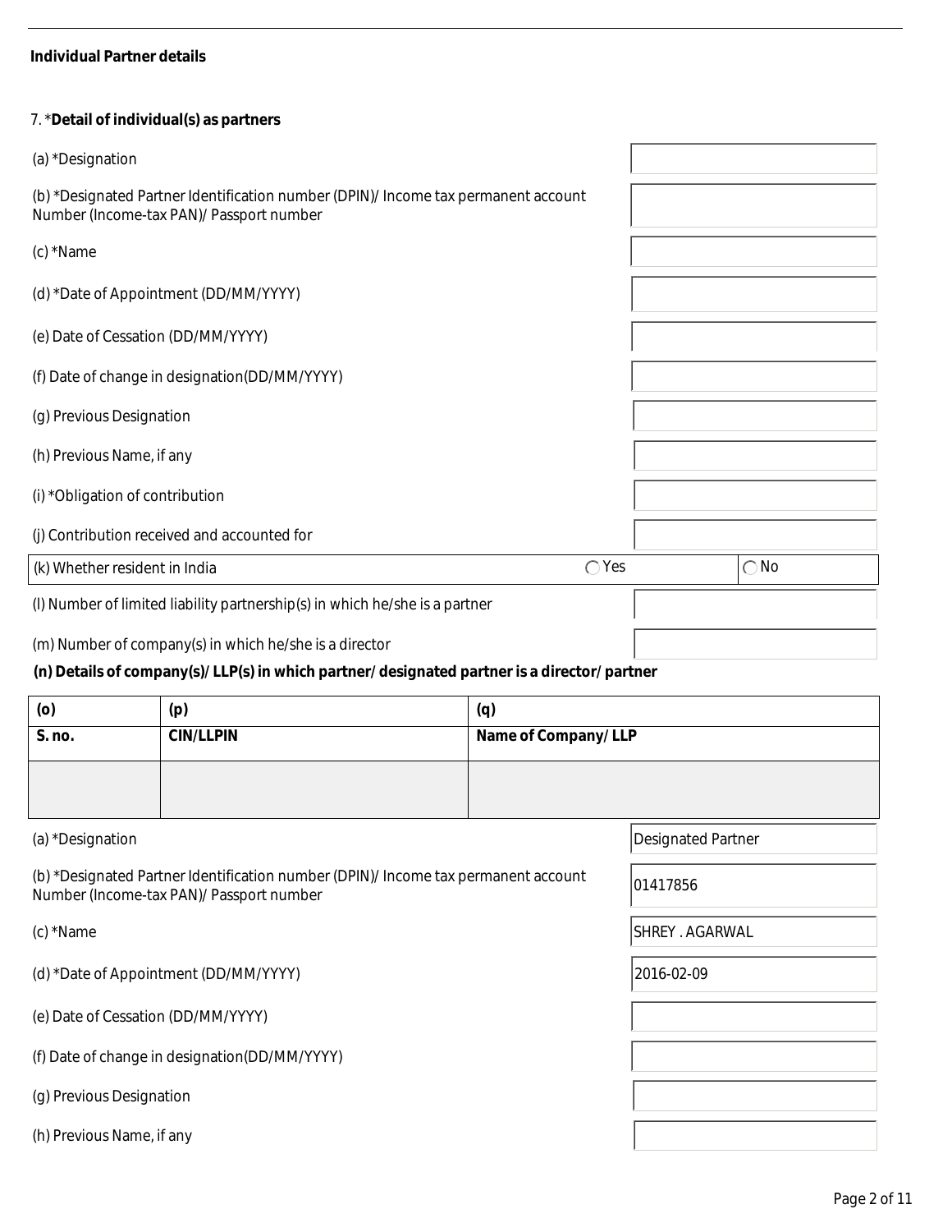**Individual Partner details**

7. ***Detail of individual(s) as partners**

| Field | Value |
|---|---|
| (a) *Designation | |
| (b) *Designated Partner Identification number (DPIN)/ Income tax permanent account Number (Income-tax PAN)/ Passport number | |
| (c) *Name | |
| (d) *Date of Appointment (DD/MM/YYYY) | |
| (e) Date of Cessation (DD/MM/YYYY) | |
| (f) Date of change in designation(DD/MM/YYYY) | |
| (g) Previous Designation | |
| (h) Previous Name, if any | |
| (i) *Obligation of contribution | |
| (j) Contribution received and accounted for | |
| (k) Whether resident in India | ◯ Yes ◯ No |
| (l) Number of limited liability partnership(s) in which he/she is a partner | |
| (m) Number of company(s) in which he/she is a director | |

**(n) Details of company(s)/ LLP(s) in which partner/ designated partner is a director/ partner**

| (o) S. no. | (p) CIN/LLPIN | (q) Name of Company/ LLP |
|---|---|---|
| | | |

| Field | Value |
|---|---|
| (a) *Designation | Designated Partner |
| (b) *Designated Partner Identification number (DPIN)/ Income tax permanent account Number (Income-tax PAN)/ Passport number | 01417856 |
| (c) *Name | SHREY . AGARWAL |
| (d) *Date of Appointment (DD/MM/YYYY) | 2016-02-09 |
| (e) Date of Cessation (DD/MM/YYYY) | |
| (f) Date of change in designation(DD/MM/YYYY) | |
| (g) Previous Designation | |
| (h) Previous Name, if any | |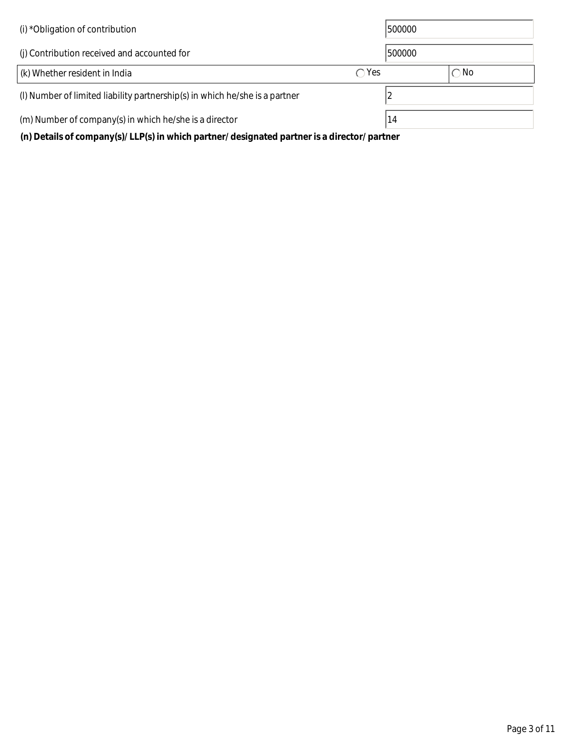| | | |
|---|---|---|
| (i) *Obligation of contribution | 500000 | |
| (j) Contribution received and accounted for | 500000 | |
| (k) Whether resident in India | ◯ Yes | ◯ No |
| (l) Number of limited liability partnership(s) in which he/she is a partner | 2 | |
| (m) Number of company(s) in which he/she is a director | 14 | |

**(n) Details of company(s)/ LLP(s) in which partner/ designated partner is a director/ partner**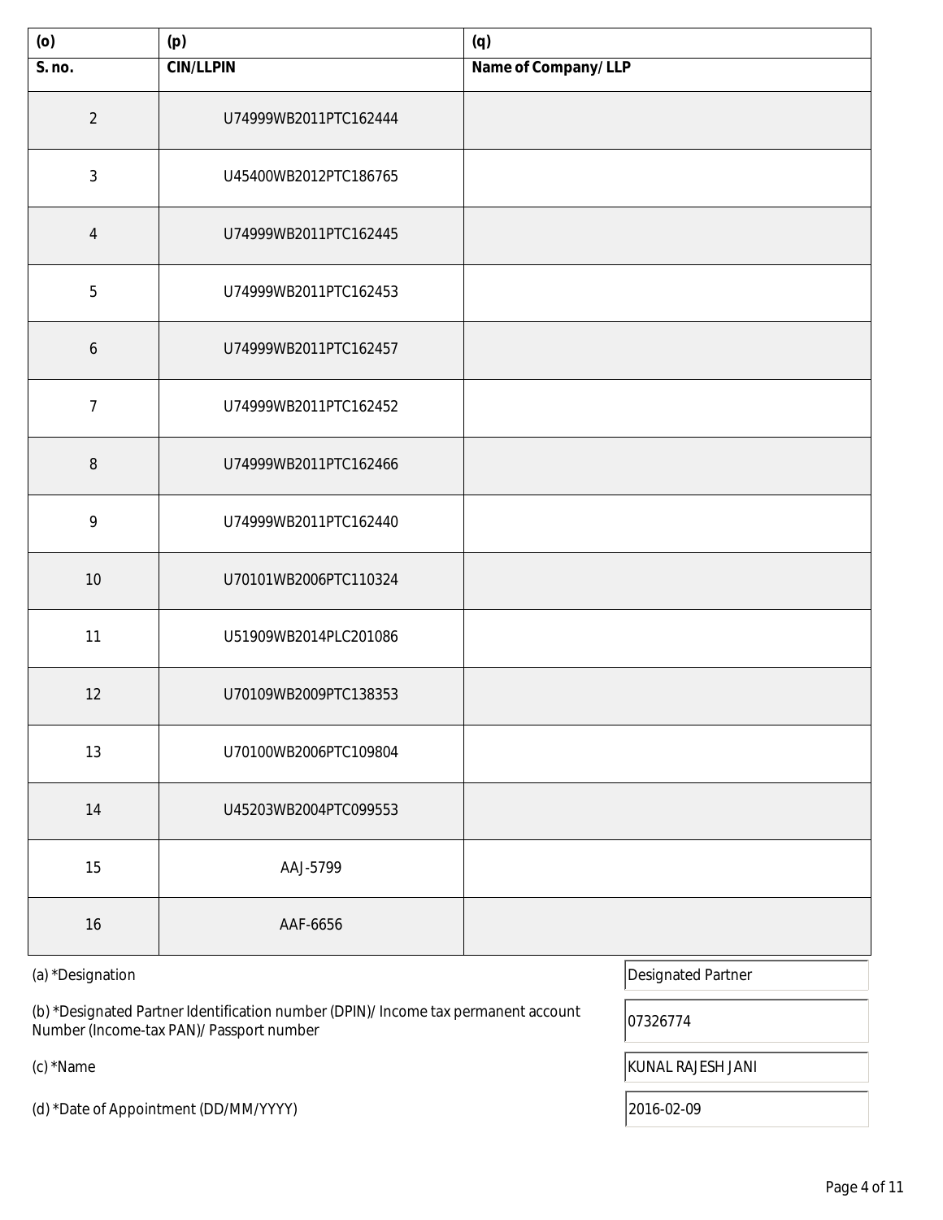| (o) | (p) | (q) |
|---|---|---|
| S. no. | CIN/LLPIN | Name of Company/ LLP |
| 2 | U74999WB2011PTC162444 | |
| 3 | U45400WB2012PTC186765 | |
| 4 | U74999WB2011PTC162445 | |
| 5 | U74999WB2011PTC162453 | |
| 6 | U74999WB2011PTC162457 | |
| 7 | U74999WB2011PTC162452 | |
| 8 | U74999WB2011PTC162466 | |
| 9 | U74999WB2011PTC162440 | |
| 10 | U70101WB2006PTC110324 | |
| 11 | U51909WB2014PLC201086 | |
| 12 | U70109WB2009PTC138353 | |
| 13 | U70100WB2006PTC109804 | |
| 14 | U45203WB2004PTC099553 | |
| 15 | AAJ-5799 | |
| 16 | AAF-6656 | |

(a) *Designation: Designated Partner

(b) *Designated Partner Identification number (DPIN)/ Income tax permanent account Number (Income-tax PAN)/ Passport number: 07326774

(c) *Name: KUNAL RAJESH JANI

(d) *Date of Appointment (DD/MM/YYYY): 2016-02-09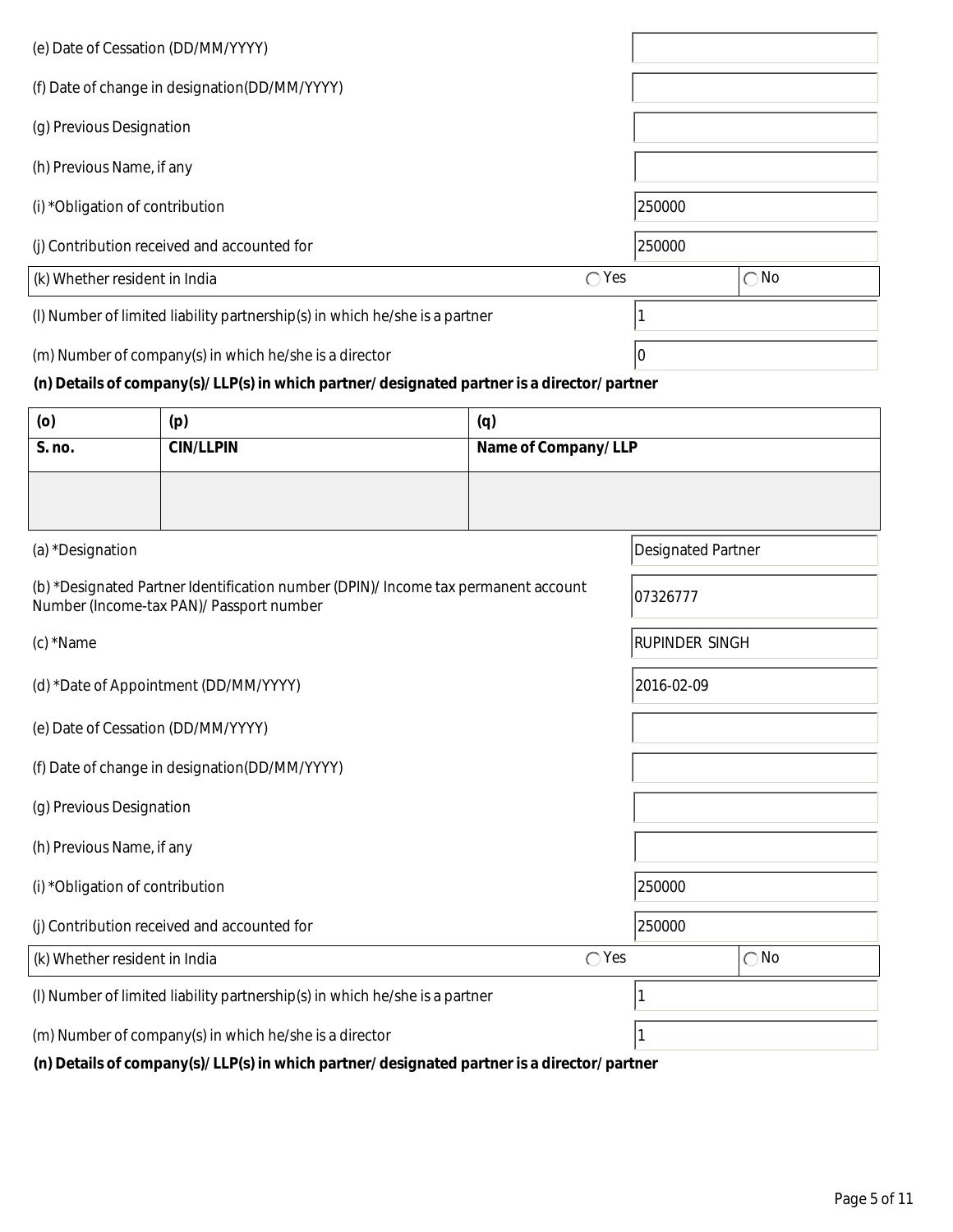(e) Date of Cessation (DD/MM/YYYY)

(f) Date of change in designation(DD/MM/YYYY)

(g) Previous Designation

(h) Previous Name, if any

(i) *Obligation of contribution: 250000

(j) Contribution received and accounted for: 250000

(k) Whether resident in India ◯ Yes ◯ No

(l) Number of limited liability partnership(s) in which he/she is a partner: 1

(m) Number of company(s) in which he/she is a director: 0

**(n) Details of company(s)/ LLP(s) in which partner/ designated partner is a director/ partner**

| (o) | (p) | (q) |
|---|---|---|
| **S. no.** | **CIN/LLPIN** | **Name of Company/ LLP** |
| | | |

(a) *Designation: Designated Partner

(b) *Designated Partner Identification number (DPIN)/ Income tax permanent account Number (Income-tax PAN)/ Passport number: 07326777

(c) *Name: RUPINDER SINGH

(d) *Date of Appointment (DD/MM/YYYY): 2016-02-09

(e) Date of Cessation (DD/MM/YYYY)

(f) Date of change in designation(DD/MM/YYYY)

(g) Previous Designation

(h) Previous Name, if any

(i) *Obligation of contribution: 250000

(j) Contribution received and accounted for: 250000

(k) Whether resident in India ◯ Yes ◯ No

(l) Number of limited liability partnership(s) in which he/she is a partner: 1

(m) Number of company(s) in which he/she is a director: 1

**(n) Details of company(s)/ LLP(s) in which partner/ designated partner is a director/ partner**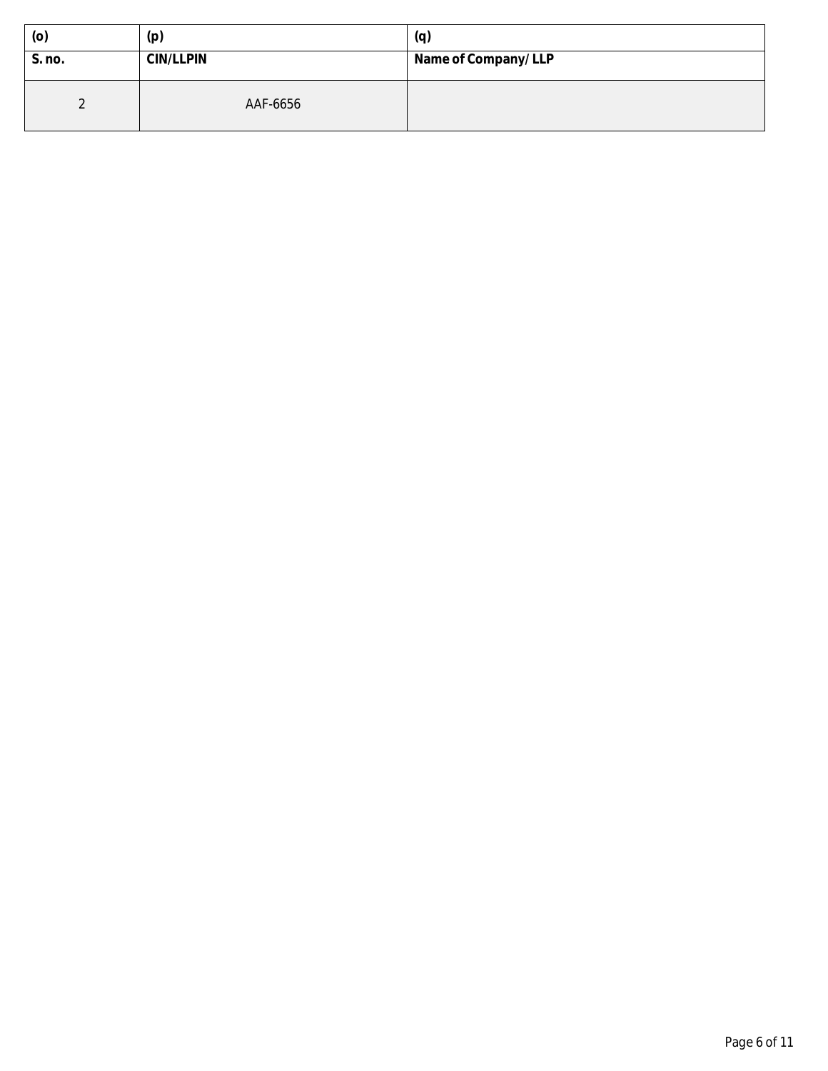| (o) | (p) | (q) |
| --- | --- | --- |
| **S. no.** | **CIN/LLPIN** | **Name of Company/ LLP** |
| 2 | AAF-6656 | |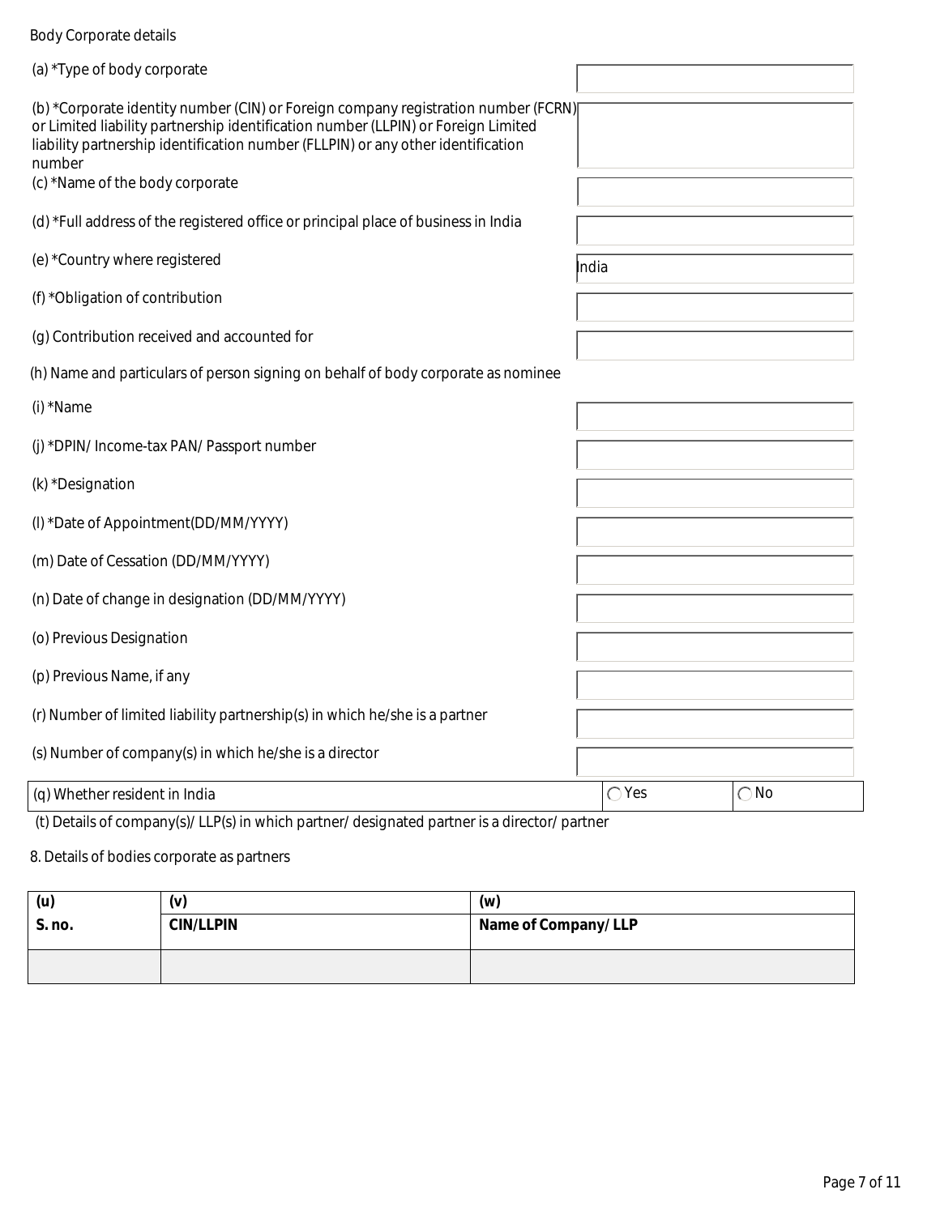Body Corporate details

| Field | Value |
|---|---|
| (a) *Type of body corporate | |
| (b) *Corporate identity number (CIN) or Foreign company registration number (FCRN) or Limited liability partnership identification number (LLPIN) or Foreign Limited liability partnership identification number (FLLPIN) or any other identification number | |
| (c) *Name of the body corporate | |
| (d) *Full address of the registered office or principal place of business in India | |
| (e) *Country where registered | India |
| (f) *Obligation of contribution | |
| (g) Contribution received and accounted for | |

(h) Name and particulars of person signing on behalf of body corporate as nominee

| Field | Value |
|---|---|
| (i) *Name | |
| (j) *DPIN/ Income-tax PAN/ Passport number | |
| (k) *Designation | |
| (l) *Date of Appointment(DD/MM/YYYY) | |
| (m) Date of Cessation (DD/MM/YYYY) | |
| (n) Date of change in designation (DD/MM/YYYY) | |
| (o) Previous Designation | |
| (p) Previous Name, if any | |
| (r) Number of limited liability partnership(s) in which he/she is a partner | |
| (s) Number of company(s) in which he/she is a director | |

| (q) Whether resident in India | ◯ Yes | ◯ No |
|---|---|---|

(t) Details of company(s)/ LLP(s) in which partner/ designated partner is a director/ partner

8. Details of bodies corporate as partners

| (u) S. no. | (v) CIN/LLPIN | (w) Name of Company/ LLP |
|---|---|---|
| | | |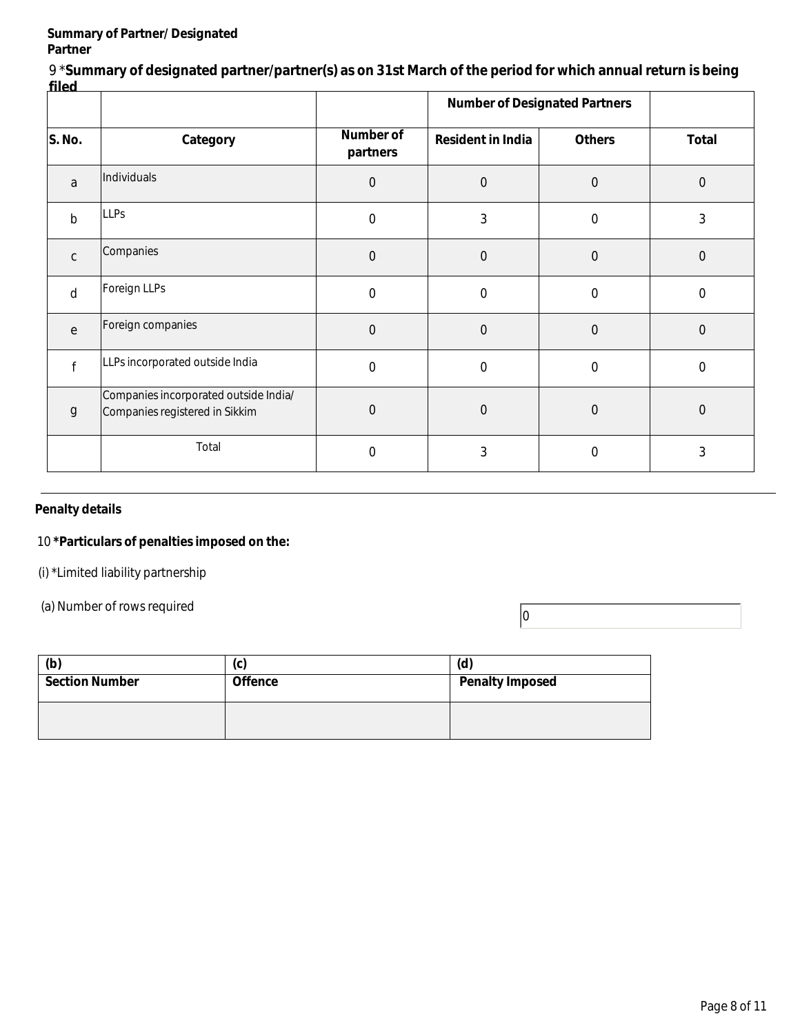**Summary of Partner/ Designated Partner**

9 ***Summary of designated partner/partner(s) as on 31st March of the period for which annual return is being filed**

| | | | Number of Designated Partners | | |
|---|---|---|---|---|---|
| **S. No.** | **Category** | **Number of partners** | **Resident in India** | **Others** | **Total** |
| a | Individuals | 0 | 0 | 0 | 0 |
| b | LLPs | 0 | 3 | 0 | 3 |
| c | Companies | 0 | 0 | 0 | 0 |
| d | Foreign LLPs | 0 | 0 | 0 | 0 |
| e | Foreign companies | 0 | 0 | 0 | 0 |
| f | LLPs incorporated outside India | 0 | 0 | 0 | 0 |
| g | Companies incorporated outside India/ Companies registered in Sikkim | 0 | 0 | 0 | 0 |
| | Total | 0 | 3 | 0 | 3 |

---

**Penalty details**

10 ***Particulars of penalties imposed on the:**

(i) *Limited liability partnership

(a) Number of rows required: 0

| (b) Section Number | (c) Offence | (d) Penalty Imposed |
|---|---|---|
| | | |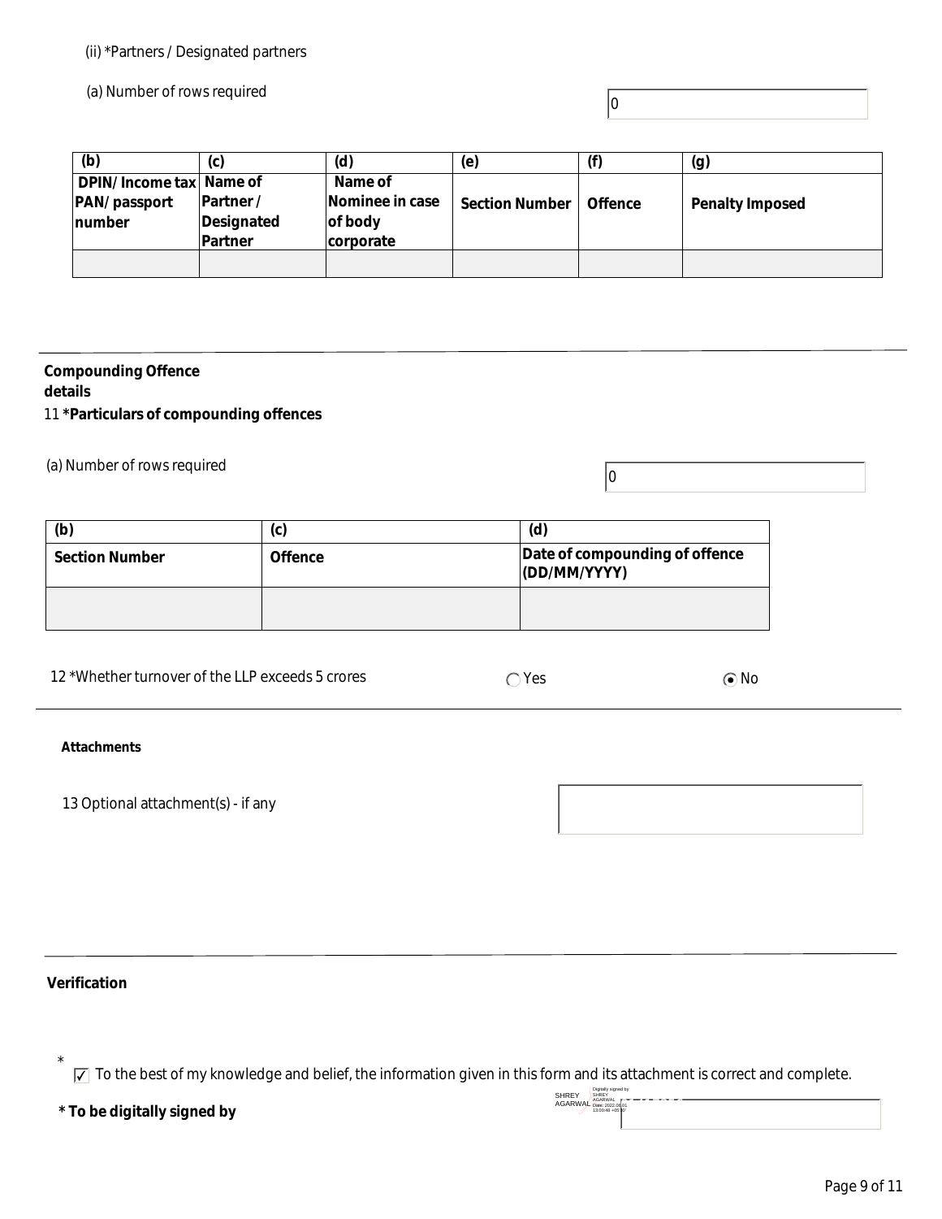(ii) *Partners / Designated partners

(a) Number of rows required | 0

| (b) | (c) | (d) | (e) | (f) | (g) |
|---|---|---|---|---|---|
| DPIN/ Income tax PAN/ passport number | Name of Partner / Designated Partner | Name of Nominee in case of body corporate | Section Number | Offence | Penalty Imposed |
| | | | | | |

**Compounding Offence details**

11 ***Particulars of compounding offences**

(a) Number of rows required | 0

| (b) | (c) | (d) |
|---|---|---|
| **Section Number** | **Offence** | **Date of compounding of offence (DD/MM/YYYY)** |
| | | |

12 *Whether turnover of the LLP exceeds 5 crores ○ Yes ◉ No

**Attachments**

13 Optional attachment(s) - if any

**Verification**

\* ☑ To the best of my knowledge and belief, the information given in this form and its attachment is correct and complete.

**\* To be digitally signed by**

SHREY AGARWAL Digitally signed by SHREY AGARWAL Date: 2022.06.01 13:00:48 +05'30'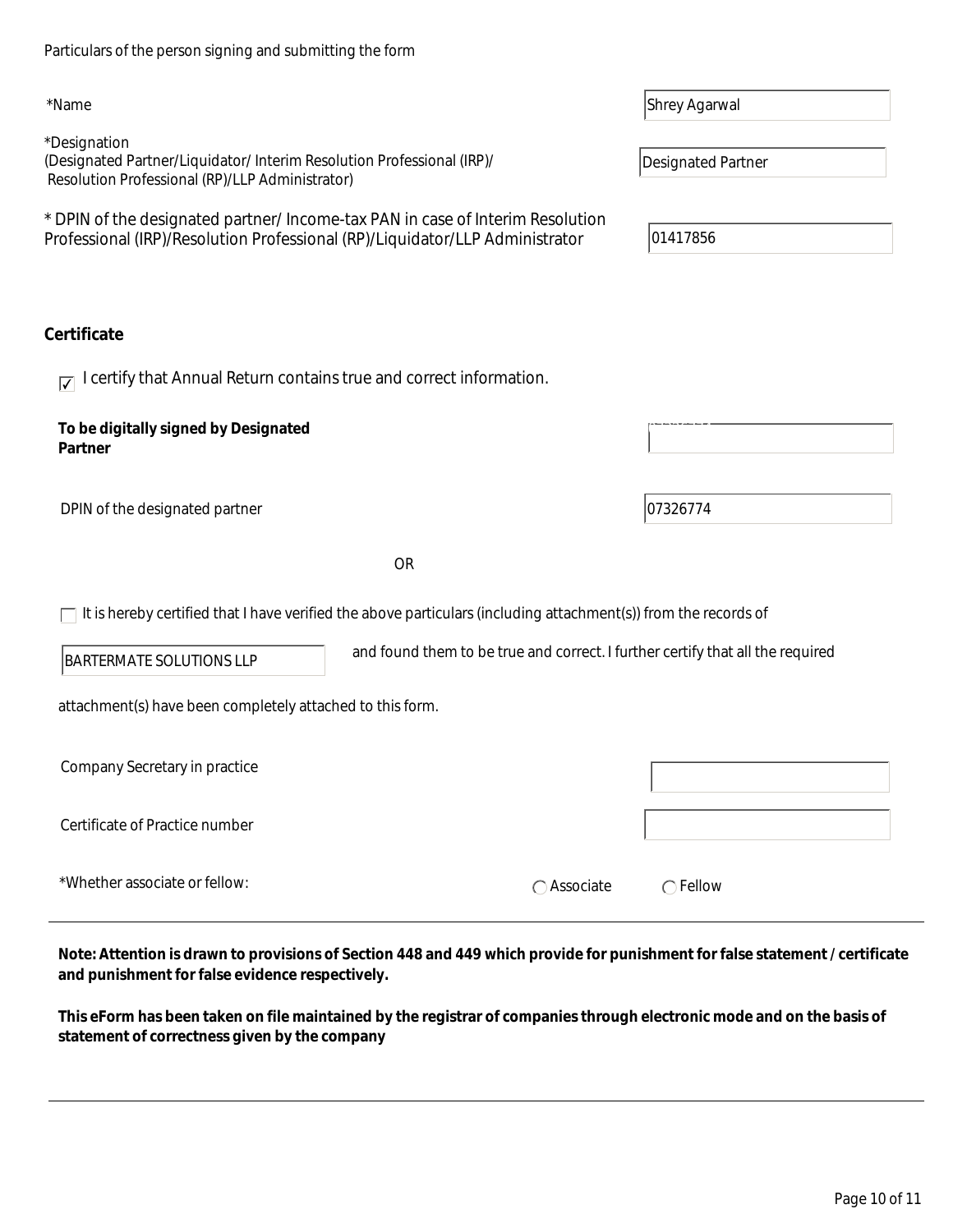Particulars of the person signing and submitting the form

| | |
|---|---|
| *Name | Shrey Agarwal |
| *Designation (Designated Partner/Liquidator/ Interim Resolution Professional (IRP)/ Resolution Professional (RP)/LLP Administrator) | Designated Partner |
| * DPIN of the designated partner/ Income-tax PAN in case of Interim Resolution Professional (IRP)/Resolution Professional (RP)/Liquidator/LLP Administrator | 01417856 |

## Certificate

☑ I certify that Annual Return contains true and correct information.

| | |
|---|---|
| **To be digitally signed by Designated Partner** | |
| DPIN of the designated partner | 07326774 |

OR

☐ It is hereby certified that I have verified the above particulars (including attachment(s)) from the records of BARTERMATE SOLUTIONS LLP and found them to be true and correct. I further certify that all the required attachment(s) have been completely attached to this form.

| | |
|---|---|
| Company Secretary in practice | |
| Certificate of Practice number | |

*Whether associate or fellow: ○ Associate ○ Fellow

**Note: Attention is drawn to provisions of Section 448 and 449 which provide for punishment for false statement / certificate and punishment for false evidence respectively.**

**This eForm has been taken on file maintained by the registrar of companies through electronic mode and on the basis of statement of correctness given by the company**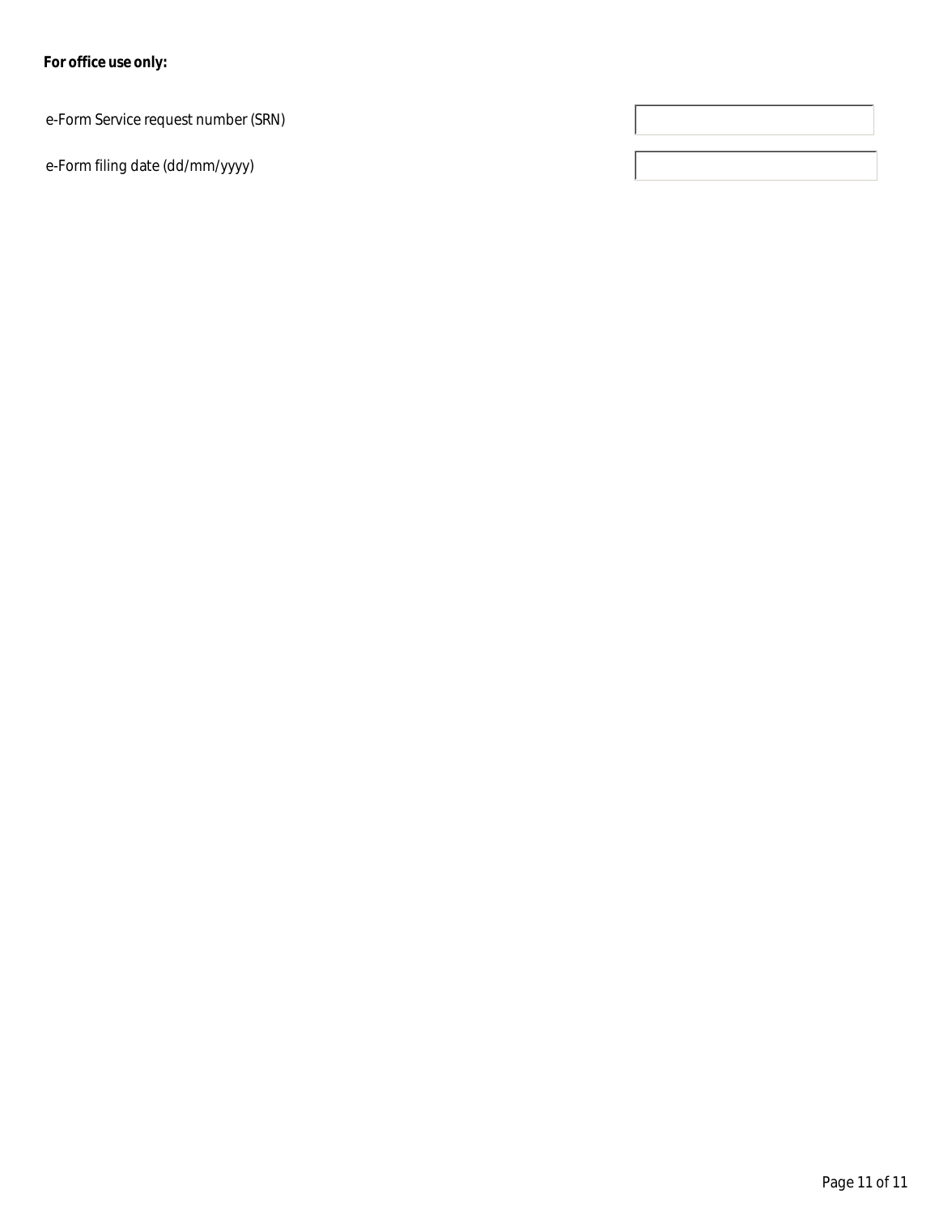**For office use only:**

| | |
|---|---|
| e-Form Service request number (SRN) | |
| e-Form filing date (dd/mm/yyyy) | |